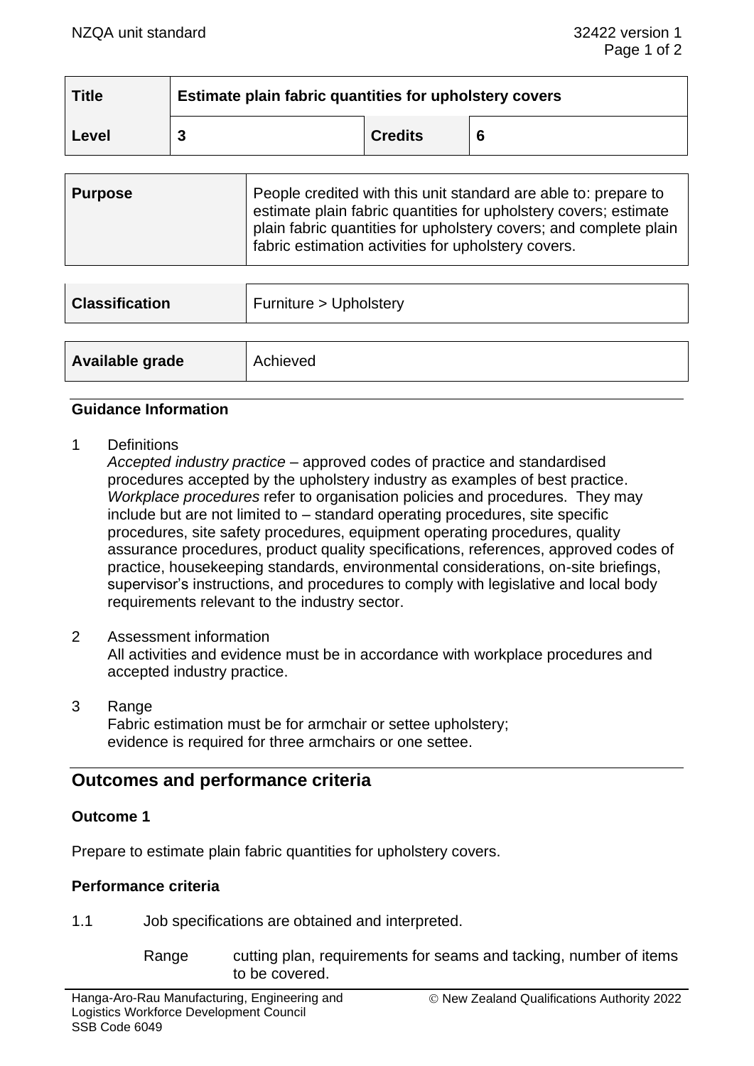| Title | Estimate plain fabric quantities for upholstery covers | | |
|---|---|---|---|
| Level | 3 | Credits | 6 |

| Purpose | People credited with this unit standard are able to: prepare to estimate plain fabric quantities for upholstery covers; estimate plain fabric quantities for upholstery covers; and complete plain fabric estimation activities for upholstery covers. |
|---|---|

| Classification | Furniture > Upholstery |
|---|---|

| Available grade | Achieved |
|---|---|

### Guidance Information

1 Definitions
*Accepted industry practice* – approved codes of practice and standardised procedures accepted by the upholstery industry as examples of best practice.
*Workplace procedures* refer to organisation policies and procedures. They may include but are not limited to – standard operating procedures, site specific procedures, site safety procedures, equipment operating procedures, quality assurance procedures, product quality specifications, references, approved codes of practice, housekeeping standards, environmental considerations, on-site briefings, supervisor's instructions, and procedures to comply with legislative and local body requirements relevant to the industry sector.

2 Assessment information
All activities and evidence must be in accordance with workplace procedures and accepted industry practice.

3 Range
Fabric estimation must be for armchair or settee upholstery;
evidence is required for three armchairs or one settee.

## Outcomes and performance criteria

### Outcome 1

Prepare to estimate plain fabric quantities for upholstery covers.

### Performance criteria

1.1 Job specifications are obtained and interpreted.

Range cutting plan, requirements for seams and tacking, number of items to be covered.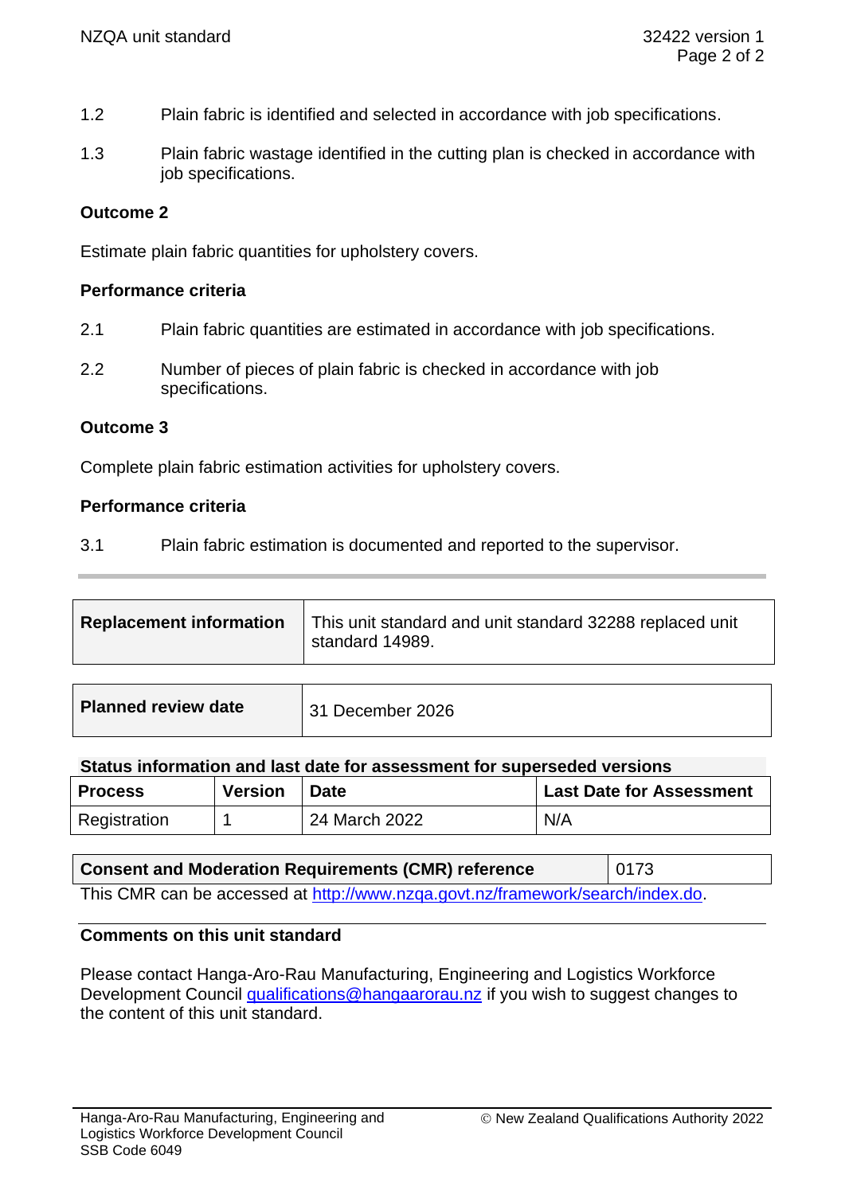1.2 Plain fabric is identified and selected in accordance with job specifications.

1.3 Plain fabric wastage identified in the cutting plan is checked in accordance with job specifications.

**Outcome 2**

Estimate plain fabric quantities for upholstery covers.

**Performance criteria**

2.1 Plain fabric quantities are estimated in accordance with job specifications.

2.2 Number of pieces of plain fabric is checked in accordance with job specifications.

**Outcome 3**

Complete plain fabric estimation activities for upholstery covers.

**Performance criteria**

3.1 Plain fabric estimation is documented and reported to the supervisor.

| | |
|---|---|
| **Replacement information** | This unit standard and unit standard 32288 replaced unit standard 14989. |

| | |
|---|---|
| **Planned review date** | 31 December 2026 |

**Status information and last date for assessment for superseded versions**

| Process | Version | Date | Last Date for Assessment |
|---|---|---|---|
| Registration | 1 | 24 March 2022 | N/A |

| | |
|---|---|
| **Consent and Moderation Requirements (CMR) reference** | 0173 |

This CMR can be accessed at http://www.nzqa.govt.nz/framework/search/index.do.

**Comments on this unit standard**

Please contact Hanga-Aro-Rau Manufacturing, Engineering and Logistics Workforce Development Council qualifications@hangaarorau.nz if you wish to suggest changes to the content of this unit standard.